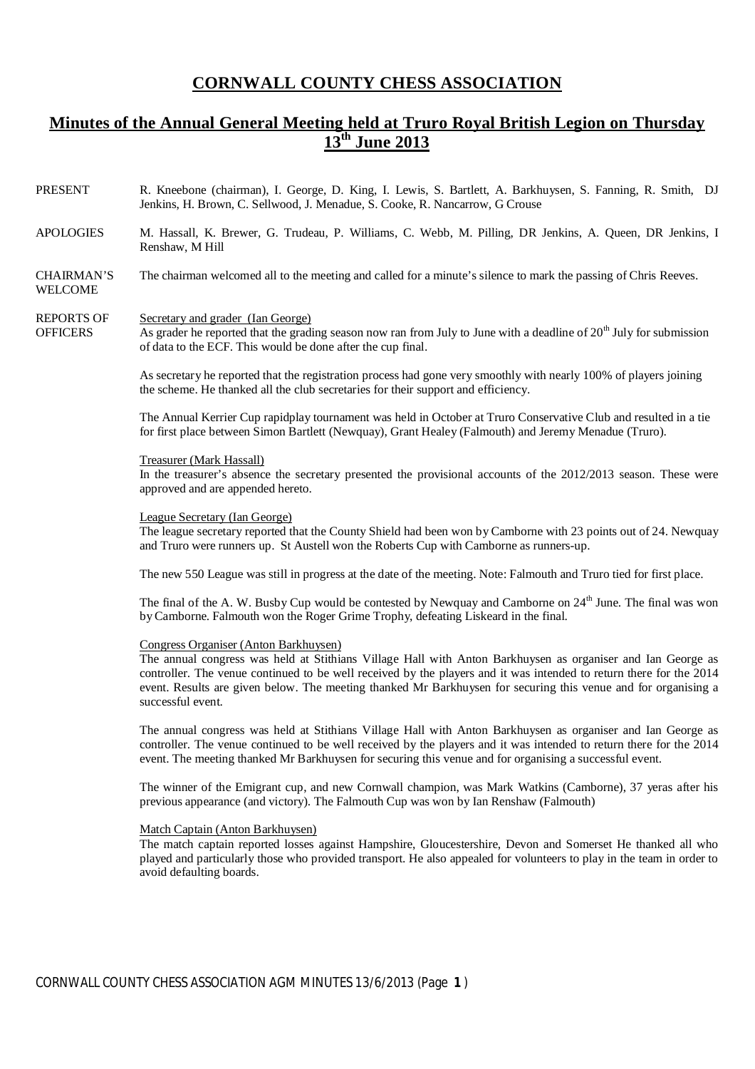# CORNWALL COUNTY CHESS ASSOCIATION

## Minutes of the Annual General Meeting held at Truro Royal British Legion on Thursday 13th June 2013

**PRESENT**

R. Kneebone (chairman), I. George, D. King, I. Lewis, S. Bartlett, A. Barkhuysen, S. Fanning, R. Smith, DJ Jenkins, H. Brown, C. Sellwood, J. Menadue, S. Cooke, R. Nancarrow, G Crouse

**APOLOGIES**

M. Hassall, K. Brewer, G. Trudeau, P. Williams, C. Webb, M. Pilling, DR Jenkins, A. Queen, DR Jenkins, I Renshaw, M Hill

**CHAIRMAN'S WELCOME**

The chairman welcomed all to the meeting and called for a minute's silence to mark the passing of Chris Reeves.

**REPORTS OF OFFICERS**

Secretary and grader (Ian George)

As grader he reported that the grading season now ran from July to June with a deadline of 20th July for submission of data to the ECF. This would be done after the cup final.

As secretary he reported that the registration process had gone very smoothly with nearly 100% of players joining the scheme. He thanked all the club secretaries for their support and efficiency.

The Annual Kerrier Cup rapidplay tournament was held in October at Truro Conservative Club and resulted in a tie for first place between Simon Bartlett (Newquay), Grant Healey (Falmouth) and Jeremy Menadue (Truro).

Treasurer (Mark Hassall)

In the treasurer's absence the secretary presented the provisional accounts of the 2012/2013 season. These were approved and are appended hereto.

League Secretary (Ian George)

The league secretary reported that the County Shield had been won by Camborne with 23 points out of 24. Newquay and Truro were runners up. St Austell won the Roberts Cup with Camborne as runners-up.

The new 550 League was still in progress at the date of the meeting. Note: Falmouth and Truro tied for first place.

The final of the A. W. Busby Cup would be contested by Newquay and Camborne on 24th June. The final was won by Camborne. Falmouth won the Roger Grime Trophy, defeating Liskeard in the final.

Congress Organiser (Anton Barkhuysen)

The annual congress was held at Stithians Village Hall with Anton Barkhuysen as organiser and Ian George as controller. The venue continued to be well received by the players and it was intended to return there for the 2014 event. Results are given below. The meeting thanked Mr Barkhuysen for securing this venue and for organising a successful event.

The annual congress was held at Stithians Village Hall with Anton Barkhuysen as organiser and Ian George as controller. The venue continued to be well received by the players and it was intended to return there for the 2014 event. The meeting thanked Mr Barkhuysen for securing this venue and for organising a successful event.

The winner of the Emigrant cup, and new Cornwall champion, was Mark Watkins (Camborne), 37 yeras after his previous appearance (and victory). The Falmouth Cup was won by Ian Renshaw (Falmouth)

Match Captain (Anton Barkhuysen)

The match captain reported losses against Hampshire, Gloucestershire, Devon and Somerset He thanked all who played and particularly those who provided transport. He also appealed for volunteers to play in the team in order to avoid defaulting boards.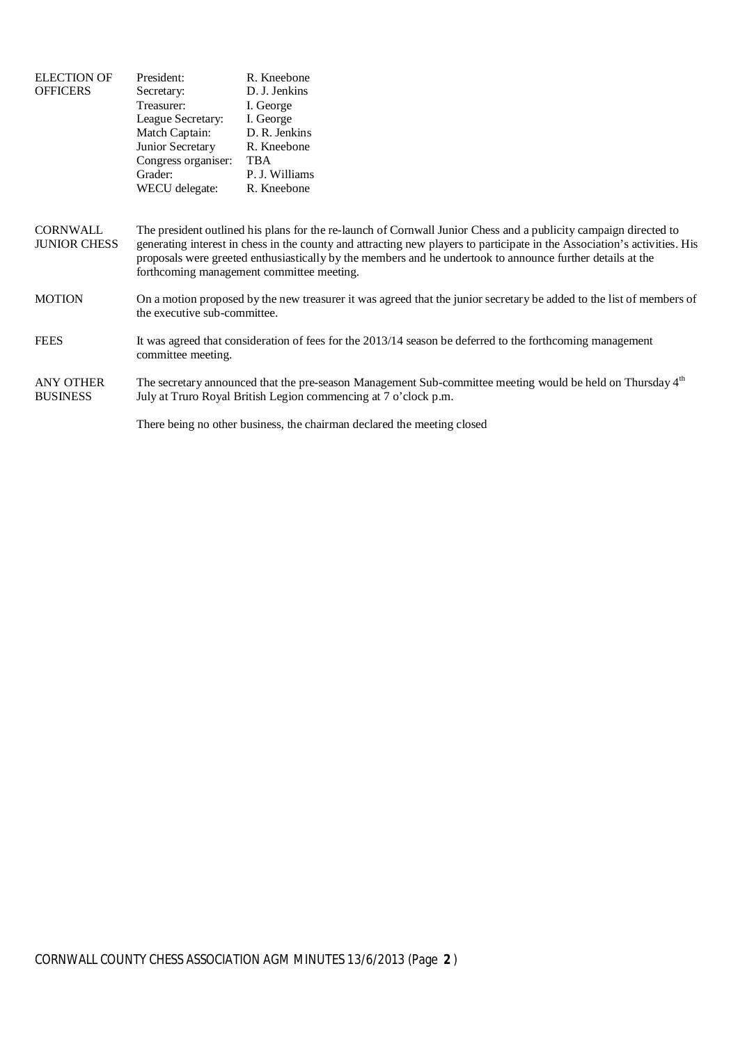**ELECTION OF OFFICERS**

| | |
|---|---|
| President: | R. Kneebone |
| Secretary: | D. J. Jenkins |
| Treasurer: | I. George |
| League Secretary: | I. George |
| Match Captain: | D. R. Jenkins |
| Junior Secretary | R. Kneebone |
| Congress organiser: | TBA |
| Grader: | P. J. Williams |
| WECU delegate: | R. Kneebone |

**CORNWALL JUNIOR CHESS**

The president outlined his plans for the re-launch of Cornwall Junior Chess and a publicity campaign directed to generating interest in chess in the county and attracting new players to participate in the Association's activities. His proposals were greeted enthusiastically by the members and he undertook to announce further details at the forthcoming management committee meeting.

**MOTION**

On a motion proposed by the new treasurer it was agreed that the junior secretary be added to the list of members of the executive sub-committee.

**FEES**

It was agreed that consideration of fees for the 2013/14 season be deferred to the forthcoming management committee meeting.

**ANY OTHER BUSINESS**

The secretary announced that the pre-season Management Sub-committee meeting would be held on Thursday 4th July at Truro Royal British Legion commencing at 7 o'clock p.m.

There being no other business, the chairman declared the meeting closed